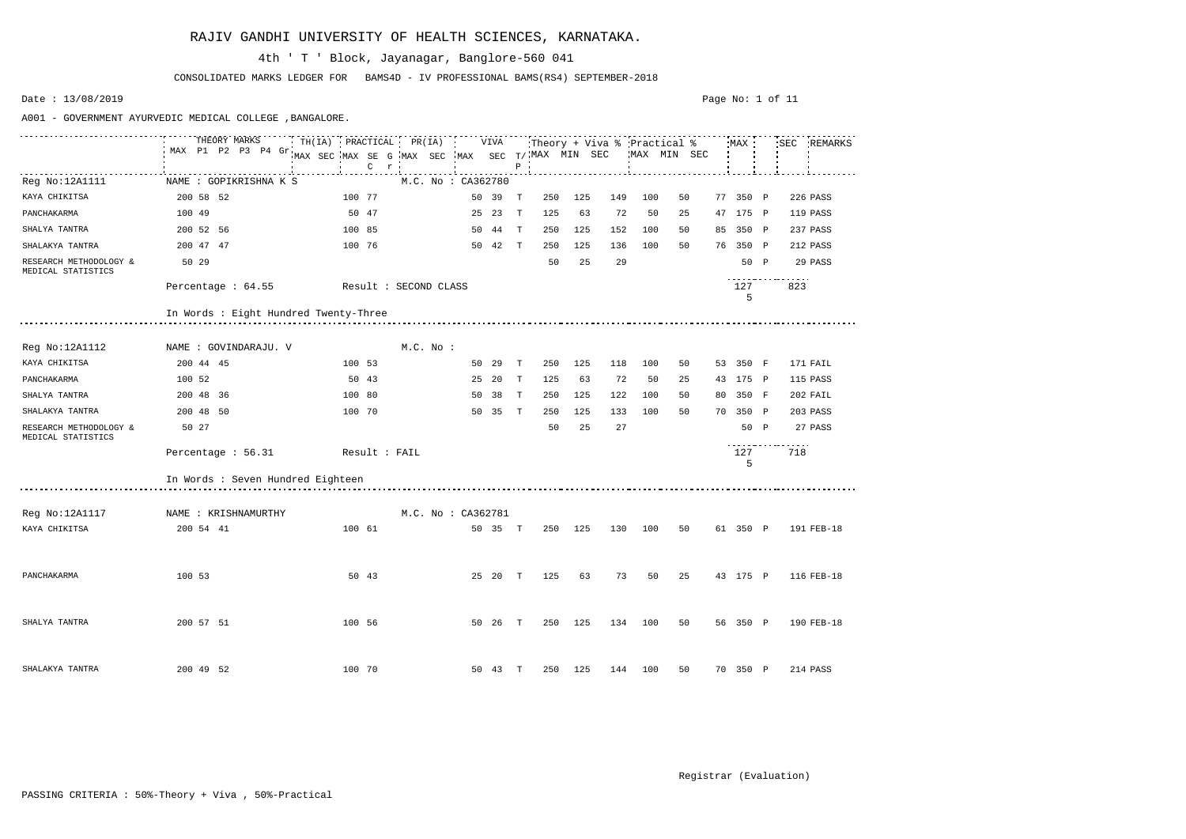# RAJIV GANDHI UNIVERSITY OF HEALTH SCIENCES, KARNATAKA.

4th ' T ' Block, Jayanagar, Banglore-560 041

CONSOLIDATED MARKS LEDGER FOR BAMS4D - IV PROFESSIONAL BAMS(RS4) SEPTEMBER-2018

Date : 13/08/2019

A001 - GOVERNMENT AYURVEDIC MEDICAL COLLEGE ,BANGALORE.

| | THEORY MARKS | | | | | TH(IA) | | PRACTICAL | | | | PR(IA) | | VIVA | | | Theory + Viva % | | | Practical % | | | MAX | | SEC | REMARKS |
|---|---|---|---|---|---|---|---|---|---|---|---|---|---|---|---|---|---|---|---|---|---|---|---|---|---|---|
| | MAX | P1 | P2 | P3 | P4 Gr | MAX | SEC | MAX | SEC | G | C r | MAX | SEC | MAX | SEC | T/P | MAX | MIN | SEC | MAX | MIN | SEC | | | | |
| Reg No:12A1111 | NAME : GOPIKRISHNA K S | | | | | | | | | | | M.C. No : CA362780 | | | | | | | | | | | | | | |
| KAYA CHIKITSA | 200 | 58 | 52 | | | | | 100 | 77 | | | | | 50 | 39 | T | 250 | 125 | 149 | 100 | 50 | 77 | 350 | P | 226 | PASS |
| PANCHAKARMA | 100 | 49 | | | | | | 50 | 47 | | | | | 25 | 23 | T | 125 | 63 | 72 | 50 | 25 | 47 | 175 | P | 119 | PASS |
| SHALYA TANTRA | 200 | 52 | 56 | | | | | 100 | 85 | | | | | 50 | 44 | T | 250 | 125 | 152 | 100 | 50 | 85 | 350 | P | 237 | PASS |
| SHALAKYA TANTRA | 200 | 47 | 47 | | | | | 100 | 76 | | | | | 50 | 42 | T | 250 | 125 | 136 | 100 | 50 | 76 | 350 | P | 212 | PASS |
| RESEARCH METHODOLOGY & MEDICAL STATISTICS | 50 | 29 | | | | | | | | | | | | | | | 50 | 25 | 29 | | | | 50 | P | 29 | PASS |
| | Percentage : 64.55 | | | | | | | Result : SECOND CLASS | | | | | | | | | | | | | | | 1275 | | 823 | |
| | In Words : Eight Hundred Twenty-Three | | | | | | | | | | | | | | | | | | | | | | | | | |
| Reg No:12A1112 | NAME : GOVINDARAJU. V | | | | | | | | | | | M.C. No : | | | | | | | | | | | | | | |
| KAYA CHIKITSA | 200 | 44 | 45 | | | | | 100 | 53 | | | | | 50 | 29 | T | 250 | 125 | 118 | 100 | 50 | 53 | 350 | F | 171 | FAIL |
| PANCHAKARMA | 100 | 52 | | | | | | 50 | 43 | | | | | 25 | 20 | T | 125 | 63 | 72 | 50 | 25 | 43 | 175 | P | 115 | PASS |
| SHALYA TANTRA | 200 | 48 | 36 | | | | | 100 | 80 | | | | | 50 | 38 | T | 250 | 125 | 122 | 100 | 50 | 80 | 350 | F | 202 | FAIL |
| SHALAKYA TANTRA | 200 | 48 | 50 | | | | | 100 | 70 | | | | | 50 | 35 | T | 250 | 125 | 133 | 100 | 50 | 70 | 350 | P | 203 | PASS |
| RESEARCH METHODOLOGY & MEDICAL STATISTICS | 50 | 27 | | | | | | | | | | | | | | | 50 | 25 | 27 | | | | 50 | P | 27 | PASS |
| | Percentage : 56.31 | | | | | | | Result : FAIL | | | | | | | | | | | | | | | 1275 | | 718 | |
| | In Words : Seven Hundred Eighteen | | | | | | | | | | | | | | | | | | | | | | | | | |
| Reg No:12A1117 | NAME : KRISHNAMURTHY | | | | | | | | | | | M.C. No : CA362781 | | | | | | | | | | | | | | |
| KAYA CHIKITSA | 200 | 54 | 41 | | | | | 100 | 61 | | | | | 50 | 35 | T | 250 | 125 | 130 | 100 | 50 | 61 | 350 | P | 191 | FEB-18 |
| PANCHAKARMA | 100 | 53 | | | | | | 50 | 43 | | | | | 25 | 20 | T | 125 | 63 | 73 | 50 | 25 | 43 | 175 | P | 116 | FEB-18 |
| SHALYA TANTRA | 200 | 57 | 51 | | | | | 100 | 56 | | | | | 50 | 26 | T | 250 | 125 | 134 | 100 | 50 | 56 | 350 | P | 190 | FEB-18 |
| SHALAKYA TANTRA | 200 | 49 | 52 | | | | | 100 | 70 | | | | | 50 | 43 | T | 250 | 125 | 144 | 100 | 50 | 70 | 350 | P | 214 | PASS |

Registrar (Evaluation)

PASSING CRITERIA : 50%-Theory + Viva , 50%-Practical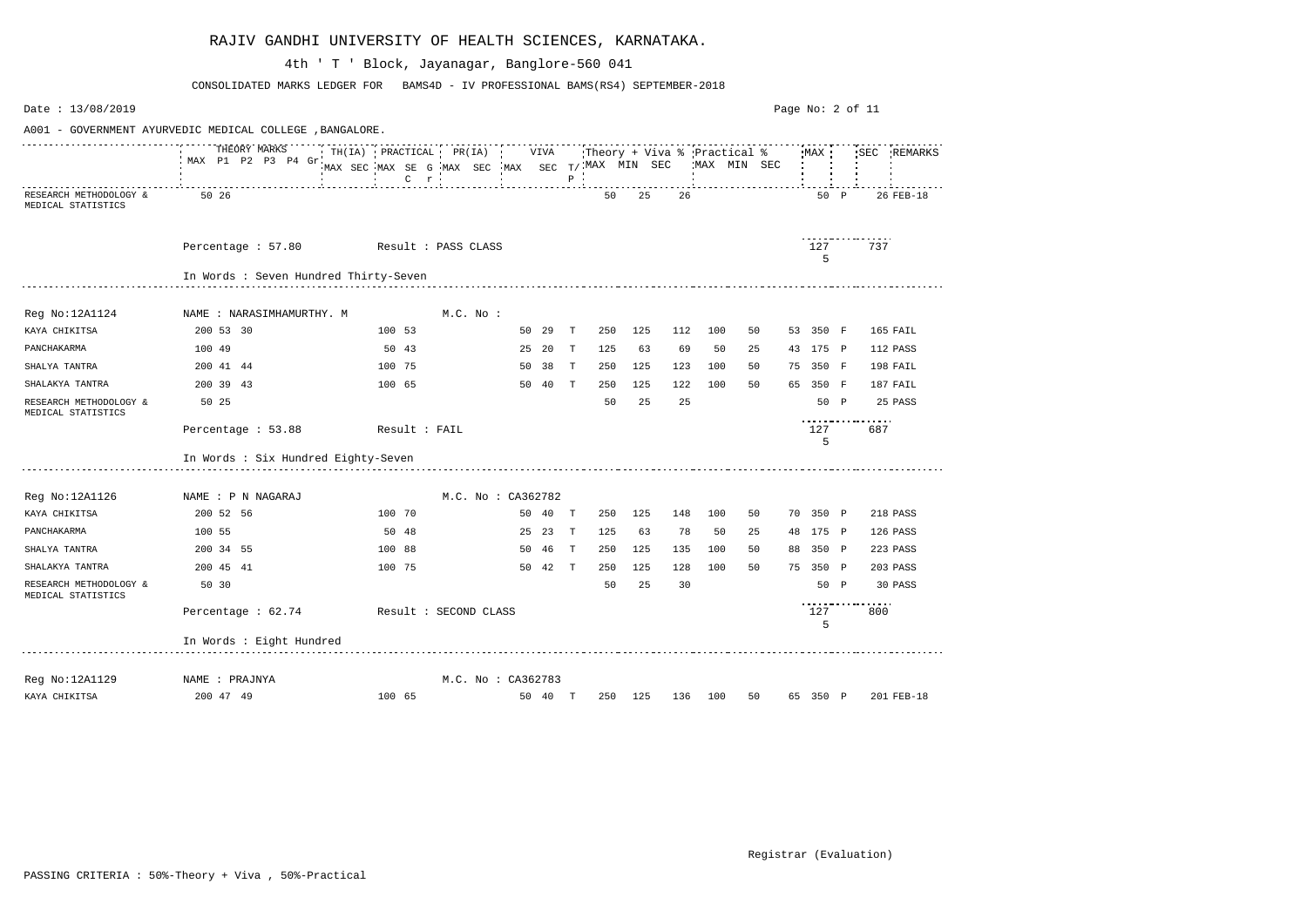# RAJIV GANDHI UNIVERSITY OF HEALTH SCIENCES, KARNATAKA.

4th ' T ' Block, Jayanagar, Banglore-560 041

CONSOLIDATED MARKS LEDGER FOR BAMS4D - IV PROFESSIONAL BAMS(RS4) SEPTEMBER-2018

Date : 13/08/2019

A001 - GOVERNMENT AYURVEDIC MEDICAL COLLEGE ,BANGALORE.

| | THEORY MARKS MAX | P1 | P2 | P3 | P4 | Gr | TH(IA) MAX | TH(IA) SEC | PRACTICAL MAX | PRACTICAL SEC | G C | r | PR(IA) MAX | PR(IA) SEC | VIVA MAX | VIVA SEC | T/P | Theory + Viva % MAX | MIN | SEC | Practical % MAX | MIN | SEC | MAX | | SEC | REMARKS |
|---|---|---|---|---|---|---|---|---|---|---|---|---|---|---|---|---|---|---|---|---|---|---|---|---|---|---|---|
| RESEARCH METHODOLOGY & MEDICAL STATISTICS | 50 | 26 | | | | | | | | | | | | | | | | 50 | 25 | 26 | | | | 50 | P | 26 | FEB-18 |
| | Percentage : 57.80 | | | | | | Result : PASS CLASS | | | | | | | | | | | | | | | | | 1275 | | 737 | |
| | In Words : Seven Hundred Thirty-Seven | | | | | | | | | | | | | | | | | | | | | | | | | | |
| **Reg No:12A1124** | **NAME : NARASIMHAMURTHY. M** | | | | | | | | | | | | **M.C. No :** | | | | | | | | | | | | | | |
| KAYA CHIKITSA | 200 | 53 | 30 | | | | | | 100 | 53 | | | | | 50 | 29 | T | 250 | 125 | 112 | 100 | 50 | 53 | 350 | F | 165 | FAIL |
| PANCHAKARMA | 100 | 49 | | | | | | | 50 | 43 | | | | | 25 | 20 | T | 125 | 63 | 69 | 50 | 25 | 43 | 175 | P | 112 | PASS |
| SHALYA TANTRA | 200 | 41 | 44 | | | | | | 100 | 75 | | | | | 50 | 38 | T | 250 | 125 | 123 | 100 | 50 | 75 | 350 | F | 198 | FAIL |
| SHALAKYA TANTRA | 200 | 39 | 43 | | | | | | 100 | 65 | | | | | 50 | 40 | T | 250 | 125 | 122 | 100 | 50 | 65 | 350 | F | 187 | FAIL |
| RESEARCH METHODOLOGY & MEDICAL STATISTICS | 50 | 25 | | | | | | | | | | | | | | | | 50 | 25 | 25 | | | | 50 | P | 25 | PASS |
| | Percentage : 53.88 | | | | | | Result : FAIL | | | | | | | | | | | | | | | | | 1275 | | 687 | |
| | In Words : Six Hundred Eighty-Seven | | | | | | | | | | | | | | | | | | | | | | | | | | |
| **Reg No:12A1126** | **NAME : P N NAGARAJ** | | | | | | | | | | | | **M.C. No : CA362782** | | | | | | | | | | | | | | |
| KAYA CHIKITSA | 200 | 52 | 56 | | | | | | 100 | 70 | | | | | 50 | 40 | T | 250 | 125 | 148 | 100 | 50 | 70 | 350 | P | 218 | PASS |
| PANCHAKARMA | 100 | 55 | | | | | | | 50 | 48 | | | | | 25 | 23 | T | 125 | 63 | 78 | 50 | 25 | 48 | 175 | P | 126 | PASS |
| SHALYA TANTRA | 200 | 34 | 55 | | | | | | 100 | 88 | | | | | 50 | 46 | T | 250 | 125 | 135 | 100 | 50 | 88 | 350 | P | 223 | PASS |
| SHALAKYA TANTRA | 200 | 45 | 41 | | | | | | 100 | 75 | | | | | 50 | 42 | T | 250 | 125 | 128 | 100 | 50 | 75 | 350 | P | 203 | PASS |
| RESEARCH METHODOLOGY & MEDICAL STATISTICS | 50 | 30 | | | | | | | | | | | | | | | | 50 | 25 | 30 | | | | 50 | P | 30 | PASS |
| | Percentage : 62.74 | | | | | | Result : SECOND CLASS | | | | | | | | | | | | | | | | | 1275 | | 800 | |
| | In Words : Eight Hundred | | | | | | | | | | | | | | | | | | | | | | | | | | |
| **Reg No:12A1129** | **NAME : PRAJNYA** | | | | | | | | | | | | **M.C. No : CA362783** | | | | | | | | | | | | | | |
| KAYA CHIKITSA | 200 | 47 | 49 | | | | | | 100 | 65 | | | | | 50 | 40 | T | 250 | 125 | 136 | 100 | 50 | 65 | 350 | P | 201 | FEB-18 |

Registrar (Evaluation)

PASSING CRITERIA : 50%-Theory + Viva , 50%-Practical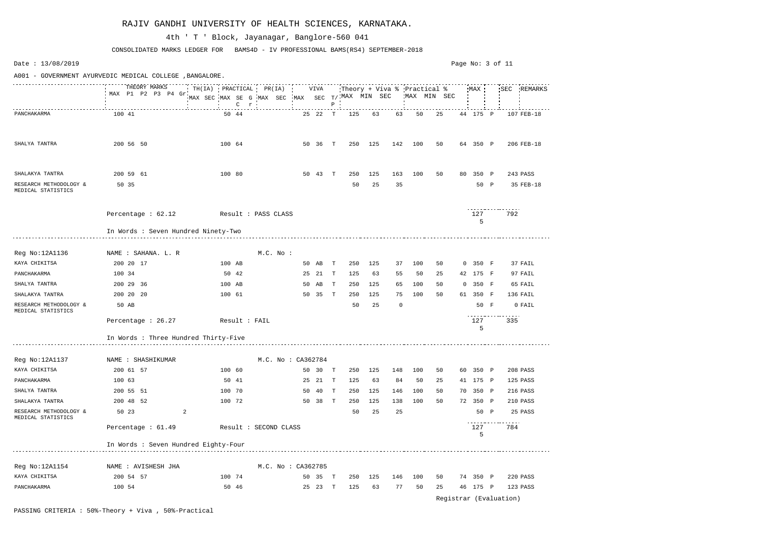# RAJIV GANDHI UNIVERSITY OF HEALTH SCIENCES, KARNATAKA.

4th ' T ' Block, Jayanagar, Banglore-560 041

CONSOLIDATED MARKS LEDGER FOR BAMS4D - IV PROFESSIONAL BAMS(RS4) SEPTEMBER-2018

Date : 13/08/2019

A001 - GOVERNMENT AYURVEDIC MEDICAL COLLEGE ,BANGALORE.

| | THEORY MARKS | | | | | TH(IA) | | PRACTICAL | | | | PR(IA) | | VIVA | | | Theory + Viva % | | | Practical % | | | MAX | | SEC | REMARKS |
|---|---|---|---|---|---|---|---|---|---|---|---|---|---|---|---|---|---|---|---|---|---|---|---|---|---|---|
| | MAX | P1 | P2 | P3 | P4 Gr | MAX | SEC | MAX | SEC | G C | r | MAX | SEC | MAX | SEC | T/P | MAX | MIN | SEC | MAX | MIN | SEC | | | | |
| PANCHAKARMA | 100 | 41 | | | | | | 50 | 44 | | | | | 25 | 22 | T | 125 | 63 | 63 | 50 | 25 | 44 | 175 | P | 107 | FEB-18 |
| SHALYA TANTRA | 200 | 56 | 50 | | | | | 100 | 64 | | | | | 50 | 36 | T | 250 | 125 | 142 | 100 | 50 | 64 | 350 | P | 206 | FEB-18 |
| SHALAKYA TANTRA | 200 | 59 | 61 | | | | | 100 | 80 | | | | | 50 | 43 | T | 250 | 125 | 163 | 100 | 50 | 80 | 350 | P | 243 | PASS |
| RESEARCH METHODOLOGY & MEDICAL STATISTICS | 50 | 35 | | | | | | | | | | | | | | | 50 | 25 | 35 | | | | 50 | P | 35 | FEB-18 |

Percentage : 62.12 Result : PASS CLASS 1275 792

In Words : Seven Hundred Ninety-Two

Reg No:12A1136 NAME : SAHANA. L. R M.C. No :

| | MAX | P1 | P2 | P3 | P4 Gr | TH(IA) MAX | TH(IA) SEC | PR MAX | PR SEC | G C | r | PR(IA) MAX | PR(IA) SEC | VIVA MAX | VIVA SEC | T/P | TV MAX | TV MIN | TV SEC | PR% MAX | PR% MIN | PR% SEC | MAX | | SEC | REMARKS |
|---|---|---|---|---|---|---|---|---|---|---|---|---|---|---|---|---|---|---|---|---|---|---|---|---|---|---|
| KAYA CHIKITSA | 200 | 20 | 17 | | | | | 100 | AB | | | | | 50 | AB | T | 250 | 125 | 37 | 100 | 50 | 0 | 350 | F | 37 | FAIL |
| PANCHAKARMA | 100 | 34 | | | | | | 50 | 42 | | | | | 25 | 21 | T | 125 | 63 | 55 | 50 | 25 | 42 | 175 | F | 97 | FAIL |
| SHALYA TANTRA | 200 | 29 | 36 | | | | | 100 | AB | | | | | 50 | AB | T | 250 | 125 | 65 | 100 | 50 | 0 | 350 | F | 65 | FAIL |
| SHALAKYA TANTRA | 200 | 20 | 20 | | | | | 100 | 61 | | | | | 50 | 35 | T | 250 | 125 | 75 | 100 | 50 | 61 | 350 | F | 136 | FAIL |
| RESEARCH METHODOLOGY & MEDICAL STATISTICS | 50 | AB | | | | | | | | | | | | | | | 50 | 25 | 0 | | | | 50 | F | 0 | FAIL |

Percentage : 26.27 Result : FAIL 1275 335

In Words : Three Hundred Thirty-Five

Reg No:12A1137 NAME : SHASHIKUMAR M.C. No : CA362784

| | MAX | P1 | P2 | P3 | P4 Gr | TH(IA) MAX | TH(IA) SEC | PR MAX | PR SEC | G C | r | PR(IA) MAX | PR(IA) SEC | VIVA MAX | VIVA SEC | T/P | TV MAX | TV MIN | TV SEC | PR% MAX | PR% MIN | PR% SEC | MAX | | SEC | REMARKS |
|---|---|---|---|---|---|---|---|---|---|---|---|---|---|---|---|---|---|---|---|---|---|---|---|---|---|---|
| KAYA CHIKITSA | 200 | 61 | 57 | | | | | 100 | 60 | | | | | 50 | 30 | T | 250 | 125 | 148 | 100 | 50 | 60 | 350 | P | 208 | PASS |
| PANCHAKARMA | 100 | 63 | | | | | | 50 | 41 | | | | | 25 | 21 | T | 125 | 63 | 84 | 50 | 25 | 41 | 175 | P | 125 | PASS |
| SHALYA TANTRA | 200 | 55 | 51 | | | | | 100 | 70 | | | | | 50 | 40 | T | 250 | 125 | 146 | 100 | 50 | 70 | 350 | P | 216 | PASS |
| SHALAKYA TANTRA | 200 | 48 | 52 | | | | | 100 | 72 | | | | | 50 | 38 | T | 250 | 125 | 138 | 100 | 50 | 72 | 350 | P | 210 | PASS |
| RESEARCH METHODOLOGY & MEDICAL STATISTICS | 50 | 23 | | | 2 | | | | | | | | | | | | 50 | 25 | 25 | | | | 50 | P | 25 | PASS |

Percentage : 61.49 Result : SECOND CLASS 1275 784

In Words : Seven Hundred Eighty-Four

Reg No:12A1154 NAME : AVISHESH JHA M.C. No : CA362785

| | MAX | P1 | P2 | P3 | P4 Gr | TH(IA) MAX | TH(IA) SEC | PR MAX | PR SEC | G C | r | PR(IA) MAX | PR(IA) SEC | VIVA MAX | VIVA SEC | T/P | TV MAX | TV MIN | TV SEC | PR% MAX | PR% MIN | PR% SEC | MAX | | SEC | REMARKS |
|---|---|---|---|---|---|---|---|---|---|---|---|---|---|---|---|---|---|---|---|---|---|---|---|---|---|---|
| KAYA CHIKITSA | 200 | 54 | 57 | | | | | 100 | 74 | | | | | 50 | 35 | T | 250 | 125 | 146 | 100 | 50 | 74 | 350 | P | 220 | PASS |
| PANCHAKARMA | 100 | 54 | | | | | | 50 | 46 | | | | | 25 | 23 | T | 125 | 63 | 77 | 50 | 25 | 46 | 175 | P | 123 | PASS |

Registrar (Evaluation)

PASSING CRITERIA : 50%-Theory + Viva , 50%-Practical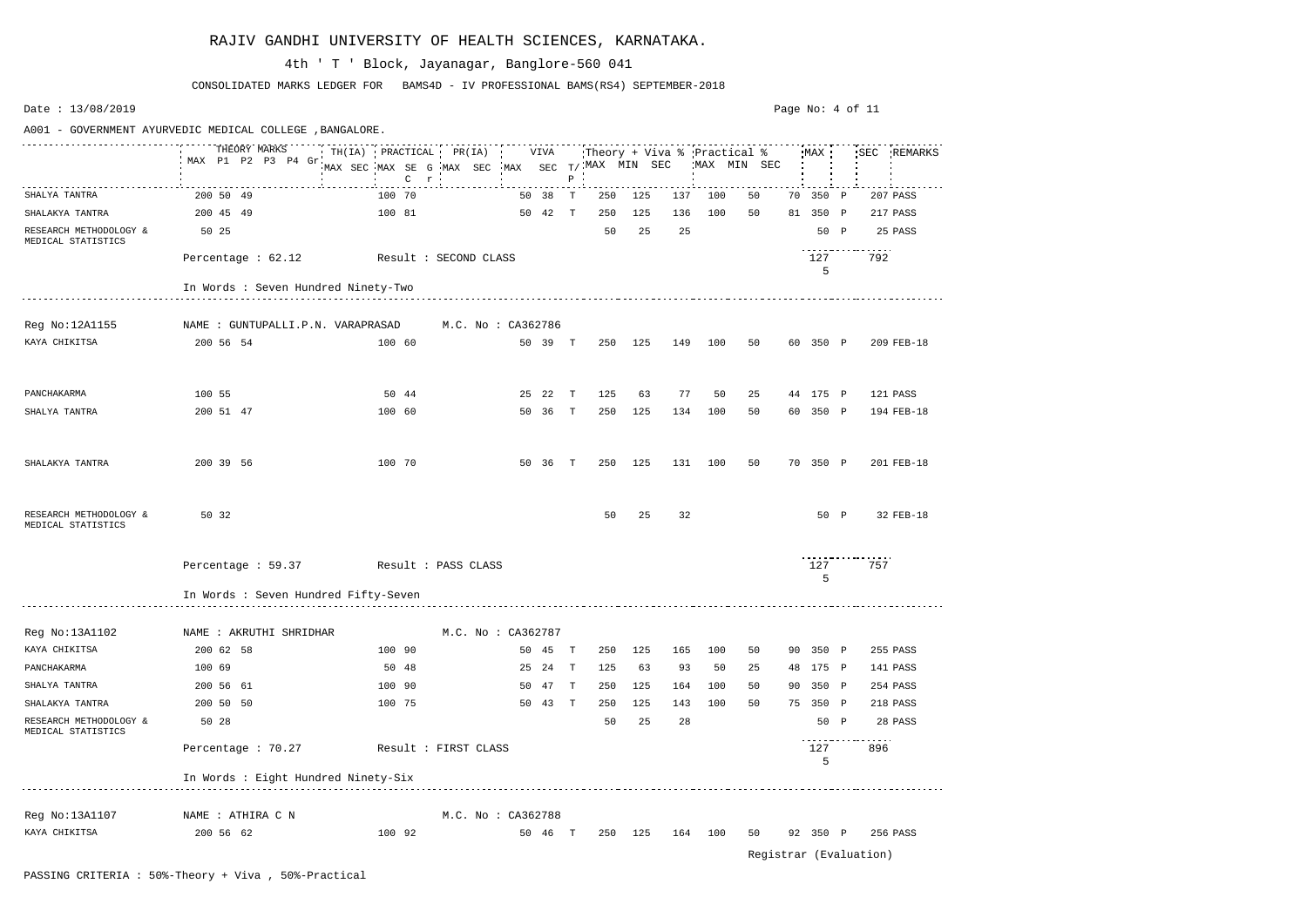# RAJIV GANDHI UNIVERSITY OF HEALTH SCIENCES, KARNATAKA.

4th ' T ' Block, Jayanagar, Banglore-560 041

CONSOLIDATED MARKS LEDGER FOR BAMS4D - IV PROFESSIONAL BAMS(RS4) SEPTEMBER-2018

Date : 13/08/2019

A001 - GOVERNMENT AYURVEDIC MEDICAL COLLEGE ,BANGALORE.

| | THEORY MARKS MAX | P1 | P2 | P3 | P4 | Gr | TH(IA) MAX | SEC | PRACTICAL MAX | SE | G C r | PR(IA) MAX | SEC | VIVA MAX | SEC | T/P | Theory + Viva % MAX | MIN | SEC | Practical % MAX | MIN | SEC | MAX | | SEC | REMARKS |
|---|---|---|---|---|---|---|---|---|---|---|---|---|---|---|---|---|---|---|---|---|---|---|---|---|---|---|
| SHALYA TANTRA | 200 | 50 | 49 | | | | | | 100 | 70 | | | | 50 | 38 | T | 250 | 125 | 137 | 100 | 50 | 70 | 350 | P | 207 | PASS |
| SHALAKYA TANTRA | 200 | 45 | 49 | | | | | | 100 | 81 | | | | 50 | 42 | T | 250 | 125 | 136 | 100 | 50 | 81 | 350 | P | 217 | PASS |
| RESEARCH METHODOLOGY & MEDICAL STATISTICS | 50 | 25 | | | | | | | | | | | | | | | 50 | 25 | 25 | | | | 50 | P | 25 | PASS |
| Percentage : 62.12 | Result : SECOND CLASS | | | | | | | | | | | | | | | | | | | | | | 1275 | | 792 | |
| In Words : Seven Hundred Ninety-Two | | | | | | | | | | | | | | | | | | | | | | | | | | |
| **Reg No:12A1155** | NAME : GUNTUPALLI.P.N. VARAPRASAD | | | | | | | | | | | M.C. No : CA362786 | | | | | | | | | | | | | | |
| KAYA CHIKITSA | 200 | 56 | 54 | | | | | | 100 | 60 | | | | 50 | 39 | T | 250 | 125 | 149 | 100 | 50 | 60 | 350 | P | 209 | FEB-18 |
| PANCHAKARMA | 100 | 55 | | | | | | | 50 | 44 | | | | 25 | 22 | T | 125 | 63 | 77 | 50 | 25 | 44 | 175 | P | 121 | PASS |
| SHALYA TANTRA | 200 | 51 | 47 | | | | | | 100 | 60 | | | | 50 | 36 | T | 250 | 125 | 134 | 100 | 50 | 60 | 350 | P | 194 | FEB-18 |
| SHALAKYA TANTRA | 200 | 39 | 56 | | | | | | 100 | 70 | | | | 50 | 36 | T | 250 | 125 | 131 | 100 | 50 | 70 | 350 | P | 201 | FEB-18 |
| RESEARCH METHODOLOGY & MEDICAL STATISTICS | 50 | 32 | | | | | | | | | | | | | | | 50 | 25 | 32 | | | | 50 | P | 32 | FEB-18 |
| Percentage : 59.37 | Result : PASS CLASS | | | | | | | | | | | | | | | | | | | | | | 1275 | | 757 | |
| In Words : Seven Hundred Fifty-Seven | | | | | | | | | | | | | | | | | | | | | | | | | | |
| **Reg No:13A1102** | NAME : AKRUTHI SHRIDHAR | | | | | | | | | | | M.C. No : CA362787 | | | | | | | | | | | | | | |
| KAYA CHIKITSA | 200 | 62 | 58 | | | | | | 100 | 90 | | | | 50 | 45 | T | 250 | 125 | 165 | 100 | 50 | 90 | 350 | P | 255 | PASS |
| PANCHAKARMA | 100 | 69 | | | | | | | 50 | 48 | | | | 25 | 24 | T | 125 | 63 | 93 | 50 | 25 | 48 | 175 | P | 141 | PASS |
| SHALYA TANTRA | 200 | 56 | 61 | | | | | | 100 | 90 | | | | 50 | 47 | T | 250 | 125 | 164 | 100 | 50 | 90 | 350 | P | 254 | PASS |
| SHALAKYA TANTRA | 200 | 50 | 50 | | | | | | 100 | 75 | | | | 50 | 43 | T | 250 | 125 | 143 | 100 | 50 | 75 | 350 | P | 218 | PASS |
| RESEARCH METHODOLOGY & MEDICAL STATISTICS | 50 | 28 | | | | | | | | | | | | | | | 50 | 25 | 28 | | | | 50 | P | 28 | PASS |
| Percentage : 70.27 | Result : FIRST CLASS | | | | | | | | | | | | | | | | | | | | | | 1275 | | 896 | |
| In Words : Eight Hundred Ninety-Six | | | | | | | | | | | | | | | | | | | | | | | | | | |
| **Reg No:13A1107** | NAME : ATHIRA C N | | | | | | | | | | | M.C. No : CA362788 | | | | | | | | | | | | | | |
| KAYA CHIKITSA | 200 | 56 | 62 | | | | | | 100 | 92 | | | | 50 | 46 | T | 250 | 125 | 164 | 100 | 50 | 92 | 350 | P | 256 | PASS |

Registrar (Evaluation)

PASSING CRITERIA : 50%-Theory + Viva , 50%-Practical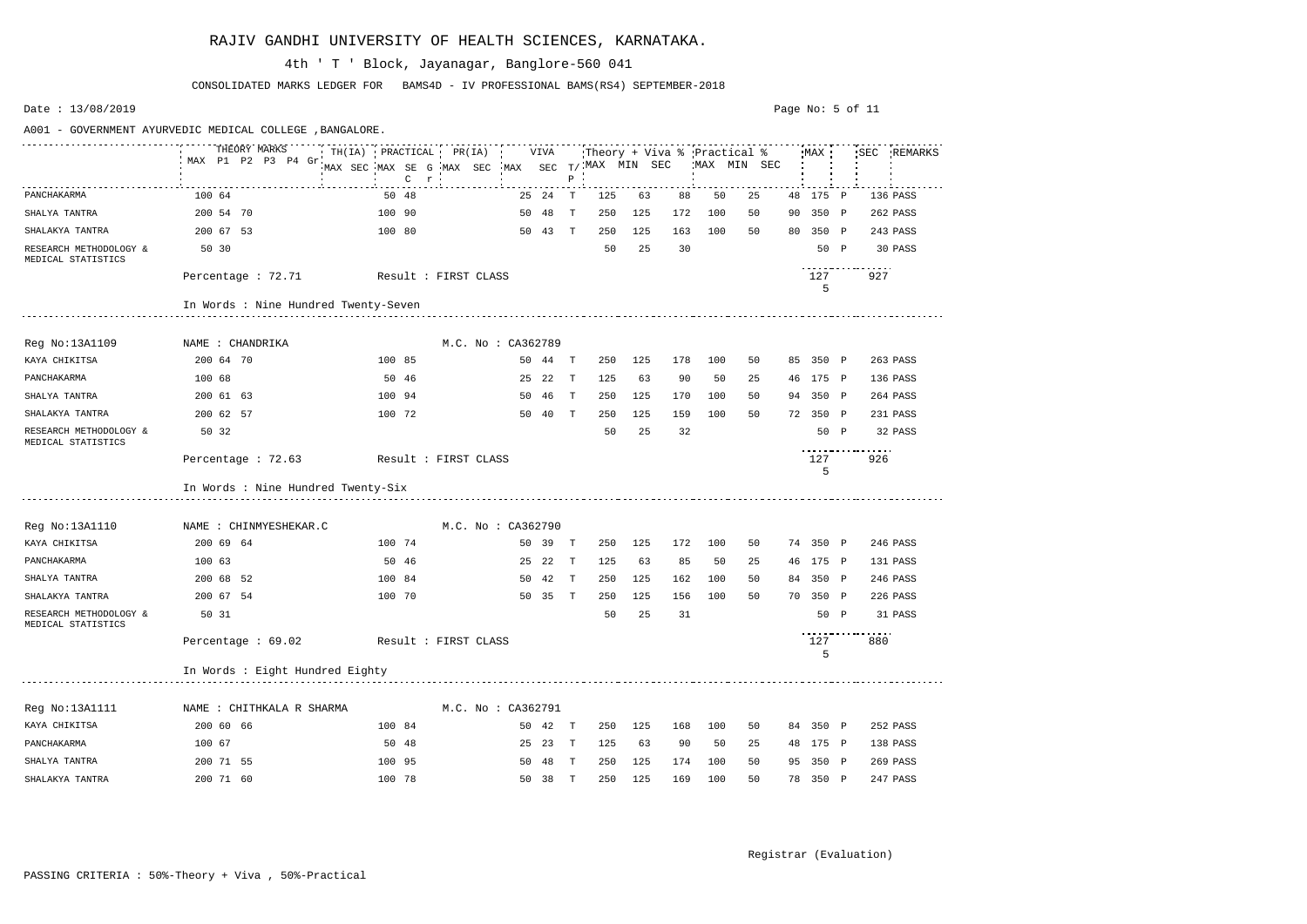# RAJIV GANDHI UNIVERSITY OF HEALTH SCIENCES, KARNATAKA.

4th ' T ' Block, Jayanagar, Banglore-560 041

CONSOLIDATED MARKS LEDGER FOR BAMS4D - IV PROFESSIONAL BAMS(RS4) SEPTEMBER-2018

Date : 13/08/2019

A001 - GOVERNMENT AYURVEDIC MEDICAL COLLEGE ,BANGALORE.

| Subject | THEORY MARKS MAX | P1 | P2 | TH(IA) MAX | SEC | PRACTICAL MAX | SE | PR(IA) MAX | SEC | VIVA MAX | SEC | T/P | Theory + Viva % MAX | MIN | SEC | Practical % MAX | MIN | SEC | MAX | | SEC | REMARKS |
|---|---|---|---|---|---|---|---|---|---|---|---|---|---|---|---|---|---|---|---|---|---|---|
| PANCHAKARMA | 100 | 64 | | | | 50 | 48 | | | 25 | 24 | T | 125 | 63 | 88 | 50 | 25 | 48 | 175 | P | 136 | PASS |
| SHALYA TANTRA | 200 | 54 | 70 | | | 100 | 90 | | | 50 | 48 | T | 250 | 125 | 172 | 100 | 50 | 90 | 350 | P | 262 | PASS |
| SHALAKYA TANTRA | 200 | 67 | 53 | | | 100 | 80 | | | 50 | 43 | T | 250 | 125 | 163 | 100 | 50 | 80 | 350 | P | 243 | PASS |
| RESEARCH METHODOLOGY & MEDICAL STATISTICS | 50 | 30 | | | | | | | | | | | 50 | 25 | 30 | | | | 50 | P | 30 | PASS |
| Percentage : 72.71 | Result : FIRST CLASS | | | | | | | | | | | | | | | | | | 1275 | | 927 | |

In Words : Nine Hundred Twenty-Seven

Reg No:13A1109 NAME : CHANDRIKA M.C. No : CA362789

| Subject | MAX | P1 | P2 | TH(IA) MAX | SEC | PRACTICAL MAX | SE | PR(IA) MAX | SEC | VIVA MAX | SEC | T/P | Theory + Viva % MAX | MIN | SEC | Practical % MAX | MIN | SEC | MAX | | SEC | REMARKS |
|---|---|---|---|---|---|---|---|---|---|---|---|---|---|---|---|---|---|---|---|---|---|---|
| KAYA CHIKITSA | 200 | 64 | 70 | | | 100 | 85 | | | 50 | 44 | T | 250 | 125 | 178 | 100 | 50 | 85 | 350 | P | 263 | PASS |
| PANCHAKARMA | 100 | 68 | | | | 50 | 46 | | | 25 | 22 | T | 125 | 63 | 90 | 50 | 25 | 46 | 175 | P | 136 | PASS |
| SHALYA TANTRA | 200 | 61 | 63 | | | 100 | 94 | | | 50 | 46 | T | 250 | 125 | 170 | 100 | 50 | 94 | 350 | P | 264 | PASS |
| SHALAKYA TANTRA | 200 | 62 | 57 | | | 100 | 72 | | | 50 | 40 | T | 250 | 125 | 159 | 100 | 50 | 72 | 350 | P | 231 | PASS |
| RESEARCH METHODOLOGY & MEDICAL STATISTICS | 50 | 32 | | | | | | | | | | | 50 | 25 | 32 | | | | 50 | P | 32 | PASS |
| Percentage : 72.63 | Result : FIRST CLASS | | | | | | | | | | | | | | | | | | 1275 | | 926 | |

In Words : Nine Hundred Twenty-Six

Reg No:13A1110 NAME : CHINMYESHEKAR.C M.C. No : CA362790

| Subject | MAX | P1 | P2 | TH(IA) MAX | SEC | PRACTICAL MAX | SE | PR(IA) MAX | SEC | VIVA MAX | SEC | T/P | Theory + Viva % MAX | MIN | SEC | Practical % MAX | MIN | SEC | MAX | | SEC | REMARKS |
|---|---|---|---|---|---|---|---|---|---|---|---|---|---|---|---|---|---|---|---|---|---|---|
| KAYA CHIKITSA | 200 | 69 | 64 | | | 100 | 74 | | | 50 | 39 | T | 250 | 125 | 172 | 100 | 50 | 74 | 350 | P | 246 | PASS |
| PANCHAKARMA | 100 | 63 | | | | 50 | 46 | | | 25 | 22 | T | 125 | 63 | 85 | 50 | 25 | 46 | 175 | P | 131 | PASS |
| SHALYA TANTRA | 200 | 68 | 52 | | | 100 | 84 | | | 50 | 42 | T | 250 | 125 | 162 | 100 | 50 | 84 | 350 | P | 246 | PASS |
| SHALAKYA TANTRA | 200 | 67 | 54 | | | 100 | 70 | | | 50 | 35 | T | 250 | 125 | 156 | 100 | 50 | 70 | 350 | P | 226 | PASS |
| RESEARCH METHODOLOGY & MEDICAL STATISTICS | 50 | 31 | | | | | | | | | | | 50 | 25 | 31 | | | | 50 | P | 31 | PASS |
| Percentage : 69.02 | Result : FIRST CLASS | | | | | | | | | | | | | | | | | | 1275 | | 880 | |

In Words : Eight Hundred Eighty

Reg No:13A1111 NAME : CHITHKALA R SHARMA M.C. No : CA362791

| Subject | MAX | P1 | P2 | TH(IA) MAX | SEC | PRACTICAL MAX | SE | PR(IA) MAX | SEC | VIVA MAX | SEC | T/P | Theory + Viva % MAX | MIN | SEC | Practical % MAX | MIN | SEC | MAX | | SEC | REMARKS |
|---|---|---|---|---|---|---|---|---|---|---|---|---|---|---|---|---|---|---|---|---|---|---|
| KAYA CHIKITSA | 200 | 60 | 66 | | | 100 | 84 | | | 50 | 42 | T | 250 | 125 | 168 | 100 | 50 | 84 | 350 | P | 252 | PASS |
| PANCHAKARMA | 100 | 67 | | | | 50 | 48 | | | 25 | 23 | T | 125 | 63 | 90 | 50 | 25 | 48 | 175 | P | 138 | PASS |
| SHALYA TANTRA | 200 | 71 | 55 | | | 100 | 95 | | | 50 | 48 | T | 250 | 125 | 174 | 100 | 50 | 95 | 350 | P | 269 | PASS |
| SHALAKYA TANTRA | 200 | 71 | 60 | | | 100 | 78 | | | 50 | 38 | T | 250 | 125 | 169 | 100 | 50 | 78 | 350 | P | 247 | PASS |

Registrar (Evaluation)

PASSING CRITERIA : 50%-Theory + Viva , 50%-Practical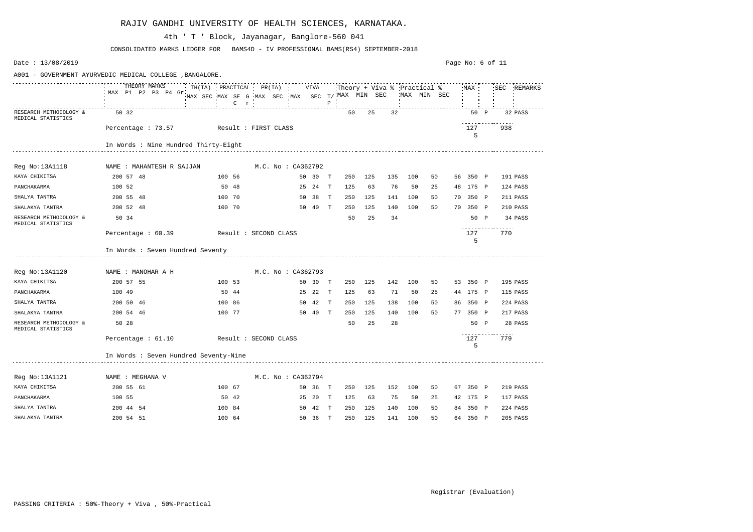# RAJIV GANDHI UNIVERSITY OF HEALTH SCIENCES, KARNATAKA.

4th ' T ' Block, Jayanagar, Banglore-560 041

CONSOLIDATED MARKS LEDGER FOR BAMS4D - IV PROFESSIONAL BAMS(RS4) SEPTEMBER-2018

Date : 13/08/2019

A001 - GOVERNMENT AYURVEDIC MEDICAL COLLEGE ,BANGALORE.

| | THEORY MARKS MAX P1 P2 P3 P4 Gr | TH(IA) MAX SEC | PRACTICAL MAX SE G C r | PR(IA) MAX SEC | VIVA MAX SEC | T/P | Theory + Viva % MAX | MIN | SEC | Practical % MAX | MIN | SEC | MAX | | SEC | REMARKS |
|---|---|---|---|---|---|---|---|---|---|---|---|---|---|---|---|---|
| RESEARCH METHODOLOGY & MEDICAL STATISTICS | 50 32 | | | | | | 50 | 25 | 32 | | | | 50 | P | 32 | PASS |
| Percentage : 73.57 | Result : FIRST CLASS | | | | | | | | | | | | 1275 | | 938 | |
| In Words : Nine Hundred Thirty-Eight | | | | | | | | | | | | | | | | |
| Reg No:13A1118 | NAME : MAHANTESH R SAJJAN | | | M.C. No : CA362792 | | | | | | | | | | | | |
| KAYA CHIKITSA | 200 57 48 | 100 56 | | | 50 30 | T | 250 | 125 | 135 | 100 | 50 | 56 | 350 | P | 191 | PASS |
| PANCHAKARMA | 100 52 | 50 48 | | | 25 24 | T | 125 | 63 | 76 | 50 | 25 | 48 | 175 | P | 124 | PASS |
| SHALYA TANTRA | 200 55 48 | 100 70 | | | 50 38 | T | 250 | 125 | 141 | 100 | 50 | 70 | 350 | P | 211 | PASS |
| SHALAKYA TANTRA | 200 52 48 | 100 70 | | | 50 40 | T | 250 | 125 | 140 | 100 | 50 | 70 | 350 | P | 210 | PASS |
| RESEARCH METHODOLOGY & MEDICAL STATISTICS | 50 34 | | | | | | 50 | 25 | 34 | | | | 50 | P | 34 | PASS |
| Percentage : 60.39 | Result : SECOND CLASS | | | | | | | | | | | | 1275 | | 770 | |
| In Words : Seven Hundred Seventy | | | | | | | | | | | | | | | | |
| Reg No:13A1120 | NAME : MANOHAR A H | | | M.C. No : CA362793 | | | | | | | | | | | | |
| KAYA CHIKITSA | 200 57 55 | 100 53 | | | 50 30 | T | 250 | 125 | 142 | 100 | 50 | 53 | 350 | P | 195 | PASS |
| PANCHAKARMA | 100 49 | 50 44 | | | 25 22 | T | 125 | 63 | 71 | 50 | 25 | 44 | 175 | P | 115 | PASS |
| SHALYA TANTRA | 200 50 46 | 100 86 | | | 50 42 | T | 250 | 125 | 138 | 100 | 50 | 86 | 350 | P | 224 | PASS |
| SHALAKYA TANTRA | 200 54 46 | 100 77 | | | 50 40 | T | 250 | 125 | 140 | 100 | 50 | 77 | 350 | P | 217 | PASS |
| RESEARCH METHODOLOGY & MEDICAL STATISTICS | 50 28 | | | | | | 50 | 25 | 28 | | | | 50 | P | 28 | PASS |
| Percentage : 61.10 | Result : SECOND CLASS | | | | | | | | | | | | 1275 | | 779 | |
| In Words : Seven Hundred Seventy-Nine | | | | | | | | | | | | | | | | |
| Reg No:13A1121 | NAME : MEGHANA V | | | M.C. No : CA362794 | | | | | | | | | | | | |
| KAYA CHIKITSA | 200 55 61 | 100 67 | | | 50 36 | T | 250 | 125 | 152 | 100 | 50 | 67 | 350 | P | 219 | PASS |
| PANCHAKARMA | 100 55 | 50 42 | | | 25 20 | T | 125 | 63 | 75 | 50 | 25 | 42 | 175 | P | 117 | PASS |
| SHALYA TANTRA | 200 44 54 | 100 84 | | | 50 42 | T | 250 | 125 | 140 | 100 | 50 | 84 | 350 | P | 224 | PASS |
| SHALAKYA TANTRA | 200 54 51 | 100 64 | | | 50 36 | T | 250 | 125 | 141 | 100 | 50 | 64 | 350 | P | 205 | PASS |

Registrar (Evaluation)

PASSING CRITERIA : 50%-Theory + Viva , 50%-Practical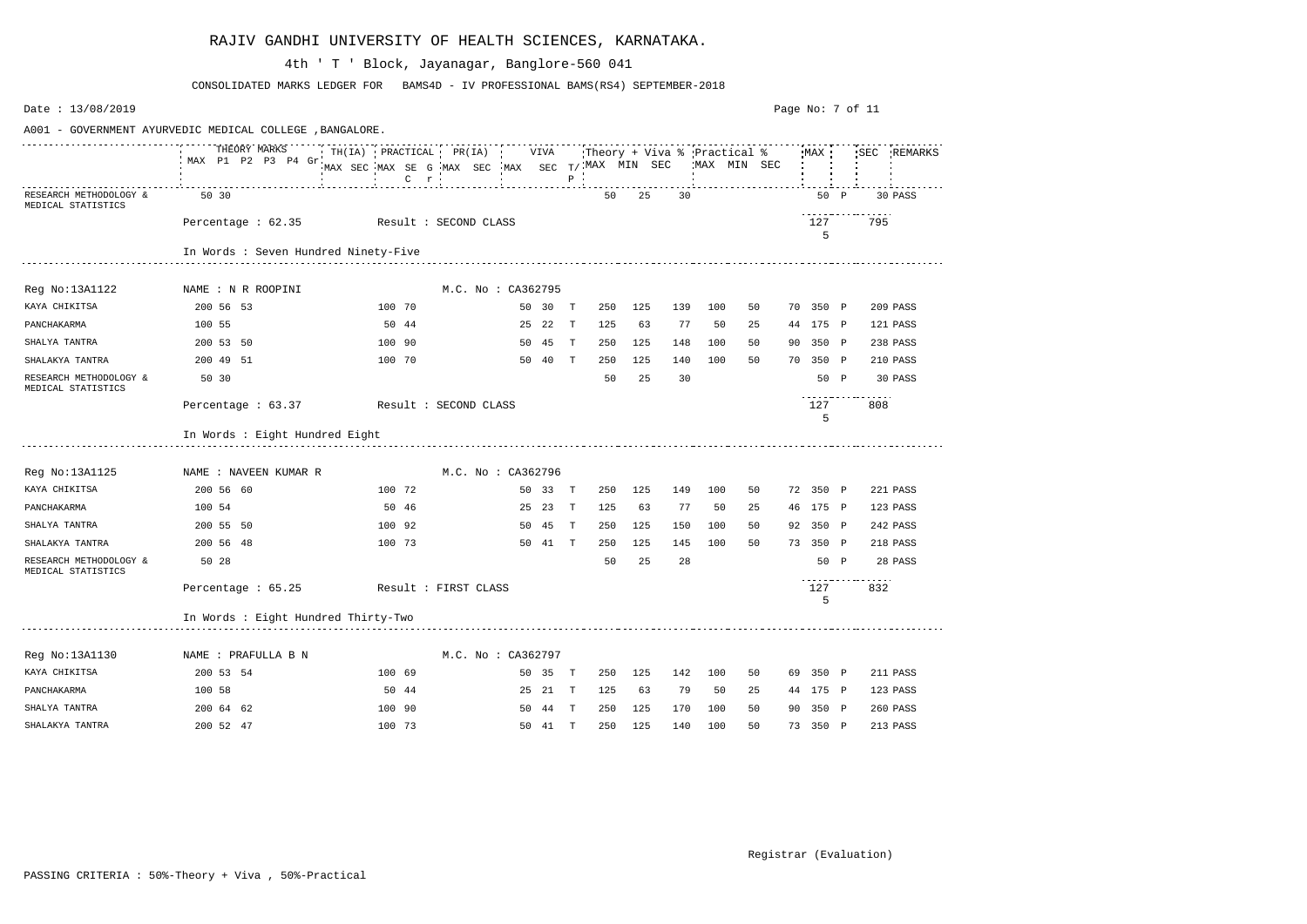# RAJIV GANDHI UNIVERSITY OF HEALTH SCIENCES, KARNATAKA.

4th ' T ' Block, Jayanagar, Banglore-560 041

CONSOLIDATED MARKS LEDGER FOR BAMS4D - IV PROFESSIONAL BAMS(RS4) SEPTEMBER-2018

Date : 13/08/2019

A001 - GOVERNMENT AYURVEDIC MEDICAL COLLEGE ,BANGALORE.

| | THEORY MARKS MAX | P1 | P2 | P3 | P4 | Gr | TH(IA) MAX | SEC | PRACTICAL MAX | SE | G C | r | PR(IA) MAX | SEC | VIVA MAX | SEC | T/P | Theory + Viva % MAX | MIN | SEC | Practical % MAX | MIN | SEC | MAX | | SEC | REMARKS |
|---|---|---|---|---|---|---|---|---|---|---|---|---|---|---|---|---|---|---|---|---|---|---|---|---|---|---|---|
| RESEARCH METHODOLOGY & MEDICAL STATISTICS | 50 | 30 | | | | | | | | | | | | | | | | 50 | 25 | 30 | | | | 50 | P | 30 | PASS |
| Percentage : 62.35 | Result : SECOND CLASS | | | | | | | | | | | | | | | | | | | | | | | 1275 | | 795 | |
| In Words : Seven Hundred Ninety-Five | | | | | | | | | | | | | | | | | | | | | | | | | | | |

Reg No:13A1122 NAME : N R ROOPINI M.C. No : CA362795

| Subject | THEORY MAX | P1 | P2 | TH(IA) MAX | SEC | VIVA MAX | SEC | T/P | Theory + Viva % MAX | MIN | SEC | Practical % MAX | MIN | SEC | MAX | | SEC | REMARKS |
|---|---|---|---|---|---|---|---|---|---|---|---|---|---|---|---|---|---|---|
| KAYA CHIKITSA | 200 | 56 | 53 | 100 | 70 | 50 | 30 | T | 250 | 125 | 139 | 100 | 50 | 70 | 350 | P | 209 | PASS |
| PANCHAKARMA | 100 | 55 | | 50 | 44 | 25 | 22 | T | 125 | 63 | 77 | 50 | 25 | 44 | 175 | P | 121 | PASS |
| SHALYA TANTRA | 200 | 53 | 50 | 100 | 90 | 50 | 45 | T | 250 | 125 | 148 | 100 | 50 | 90 | 350 | P | 238 | PASS |
| SHALAKYA TANTRA | 200 | 49 | 51 | 100 | 70 | 50 | 40 | T | 250 | 125 | 140 | 100 | 50 | 70 | 350 | P | 210 | PASS |
| RESEARCH METHODOLOGY & MEDICAL STATISTICS | 50 | 30 | | | | | | | 50 | 25 | 30 | | | | 50 | P | 30 | PASS |

Percentage : 63.37 Result : SECOND CLASS 1275 808

In Words : Eight Hundred Eight

Reg No:13A1125 NAME : NAVEEN KUMAR R M.C. No : CA362796

| Subject | THEORY MAX | P1 | P2 | TH(IA) MAX | SEC | VIVA MAX | SEC | T/P | Theory + Viva % MAX | MIN | SEC | Practical % MAX | MIN | SEC | MAX | | SEC | REMARKS |
|---|---|---|---|---|---|---|---|---|---|---|---|---|---|---|---|---|---|---|
| KAYA CHIKITSA | 200 | 56 | 60 | 100 | 72 | 50 | 33 | T | 250 | 125 | 149 | 100 | 50 | 72 | 350 | P | 221 | PASS |
| PANCHAKARMA | 100 | 54 | | 50 | 46 | 25 | 23 | T | 125 | 63 | 77 | 50 | 25 | 46 | 175 | P | 123 | PASS |
| SHALYA TANTRA | 200 | 55 | 50 | 100 | 92 | 50 | 45 | T | 250 | 125 | 150 | 100 | 50 | 92 | 350 | P | 242 | PASS |
| SHALAKYA TANTRA | 200 | 56 | 48 | 100 | 73 | 50 | 41 | T | 250 | 125 | 145 | 100 | 50 | 73 | 350 | P | 218 | PASS |
| RESEARCH METHODOLOGY & MEDICAL STATISTICS | 50 | 28 | | | | | | | 50 | 25 | 28 | | | | 50 | P | 28 | PASS |

Percentage : 65.25 Result : FIRST CLASS 1275 832

In Words : Eight Hundred Thirty-Two

Reg No:13A1130 NAME : PRAFULLA B N M.C. No : CA362797

| Subject | THEORY MAX | P1 | P2 | TH(IA) MAX | SEC | VIVA MAX | SEC | T/P | Theory + Viva % MAX | MIN | SEC | Practical % MAX | MIN | SEC | MAX | | SEC | REMARKS |
|---|---|---|---|---|---|---|---|---|---|---|---|---|---|---|---|---|---|---|
| KAYA CHIKITSA | 200 | 53 | 54 | 100 | 69 | 50 | 35 | T | 250 | 125 | 142 | 100 | 50 | 69 | 350 | P | 211 | PASS |
| PANCHAKARMA | 100 | 58 | | 50 | 44 | 25 | 21 | T | 125 | 63 | 79 | 50 | 25 | 44 | 175 | P | 123 | PASS |
| SHALYA TANTRA | 200 | 64 | 62 | 100 | 90 | 50 | 44 | T | 250 | 125 | 170 | 100 | 50 | 90 | 350 | P | 260 | PASS |
| SHALAKYA TANTRA | 200 | 52 | 47 | 100 | 73 | 50 | 41 | T | 250 | 125 | 140 | 100 | 50 | 73 | 350 | P | 213 | PASS |

Registrar (Evaluation)

PASSING CRITERIA : 50%-Theory + Viva , 50%-Practical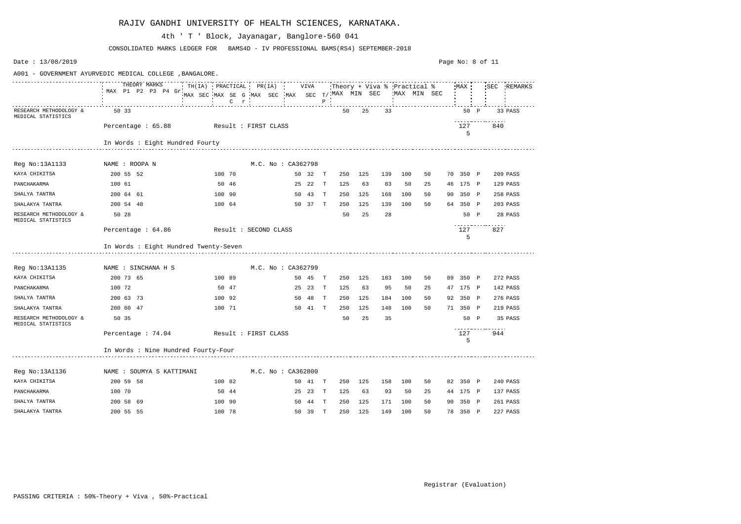# RAJIV GANDHI UNIVERSITY OF HEALTH SCIENCES, KARNATAKA.

4th ' T ' Block, Jayanagar, Banglore-560 041

CONSOLIDATED MARKS LEDGER FOR BAMS4D - IV PROFESSIONAL BAMS(RS4) SEPTEMBER-2018

Date : 13/08/2019

A001 - GOVERNMENT AYURVEDIC MEDICAL COLLEGE ,BANGALORE.

| | THEORY MARKS MAX | P1 | P2 | P3 | P4 | Gr | TH(IA) MAX | SEC | PRACTICAL MAX | SEC | G C | r | PR(IA) MAX | SEC | VIVA MAX | SEC | T/P | Theory + Viva % MAX | MIN | SEC | Practical % MAX | MIN | SEC | MAX | | SEC | REMARKS |
|---|---|---|---|---|---|---|---|---|---|---|---|---|---|---|---|---|---|---|---|---|---|---|---|---|---|---|---|
| RESEARCH METHODOLOGY & MEDICAL STATISTICS | 50 | 33 | | | | | | | | | | | | | | | | 50 | 25 | 33 | | | | 50 | P | 33 | PASS |

Percentage : 65.88 Result : FIRST CLASS 1275 840

In Words : Eight Hundred Fourty

---

Reg No:13A1133 NAME : ROOPA N M.C. No : CA362798

| Subject | TH MAX | P1 | P2 | TH(IA) MAX | SEC | VIVA MAX | SEC | T/P | Th+Viva MAX | MIN | SEC | Pr MAX | MIN | SEC | MAX | | SEC | REMARKS |
|---|---|---|---|---|---|---|---|---|---|---|---|---|---|---|---|---|---|---|
| KAYA CHIKITSA | 200 | 55 | 52 | 100 | 70 | 50 | 32 | T | 250 | 125 | 139 | 100 | 50 | 70 | 350 | P | 209 | PASS |
| PANCHAKARMA | 100 | 61 | | 50 | 46 | 25 | 22 | T | 125 | 63 | 83 | 50 | 25 | 46 | 175 | P | 129 | PASS |
| SHALYA TANTRA | 200 | 64 | 61 | 100 | 90 | 50 | 43 | T | 250 | 125 | 168 | 100 | 50 | 90 | 350 | P | 258 | PASS |
| SHALAKYA TANTRA | 200 | 54 | 48 | 100 | 64 | 50 | 37 | T | 250 | 125 | 139 | 100 | 50 | 64 | 350 | P | 203 | PASS |
| RESEARCH METHODOLOGY & MEDICAL STATISTICS | 50 | 28 | | | | | | | 50 | 25 | 28 | | | | 50 | P | 28 | PASS |

Percentage : 64.86 Result : SECOND CLASS 1275 827

In Words : Eight Hundred Twenty-Seven

---

Reg No:13A1135 NAME : SINCHANA H S M.C. No : CA362799

| Subject | TH MAX | P1 | P2 | TH(IA) MAX | SEC | VIVA MAX | SEC | T/P | Th+Viva MAX | MIN | SEC | Pr MAX | MIN | SEC | MAX | | SEC | REMARKS |
|---|---|---|---|---|---|---|---|---|---|---|---|---|---|---|---|---|---|---|
| KAYA CHIKITSA | 200 | 73 | 65 | 100 | 89 | 50 | 45 | T | 250 | 125 | 183 | 100 | 50 | 89 | 350 | P | 272 | PASS |
| PANCHAKARMA | 100 | 72 | | 50 | 47 | 25 | 23 | T | 125 | 63 | 95 | 50 | 25 | 47 | 175 | P | 142 | PASS |
| SHALYA TANTRA | 200 | 63 | 73 | 100 | 92 | 50 | 48 | T | 250 | 125 | 184 | 100 | 50 | 92 | 350 | P | 276 | PASS |
| SHALAKYA TANTRA | 200 | 60 | 47 | 100 | 71 | 50 | 41 | T | 250 | 125 | 148 | 100 | 50 | 71 | 350 | P | 219 | PASS |
| RESEARCH METHODOLOGY & MEDICAL STATISTICS | 50 | 35 | | | | | | | 50 | 25 | 35 | | | | 50 | P | 35 | PASS |

Percentage : 74.04 Result : FIRST CLASS 1275 944

In Words : Nine Hundred Fourty-Four

---

Reg No:13A1136 NAME : SOUMYA S KATTIMANI M.C. No : CA362800

| Subject | TH MAX | P1 | P2 | TH(IA) MAX | SEC | VIVA MAX | SEC | T/P | Th+Viva MAX | MIN | SEC | Pr MAX | MIN | SEC | MAX | | SEC | REMARKS |
|---|---|---|---|---|---|---|---|---|---|---|---|---|---|---|---|---|---|---|
| KAYA CHIKITSA | 200 | 59 | 58 | 100 | 82 | 50 | 41 | T | 250 | 125 | 158 | 100 | 50 | 82 | 350 | P | 240 | PASS |
| PANCHAKARMA | 100 | 70 | | 50 | 44 | 25 | 23 | T | 125 | 63 | 93 | 50 | 25 | 44 | 175 | P | 137 | PASS |
| SHALYA TANTRA | 200 | 58 | 69 | 100 | 90 | 50 | 44 | T | 250 | 125 | 171 | 100 | 50 | 90 | 350 | P | 261 | PASS |
| SHALAKYA TANTRA | 200 | 55 | 55 | 100 | 78 | 50 | 39 | T | 250 | 125 | 149 | 100 | 50 | 78 | 350 | P | 227 | PASS |

Registrar (Evaluation)

PASSING CRITERIA : 50%-Theory + Viva , 50%-Practical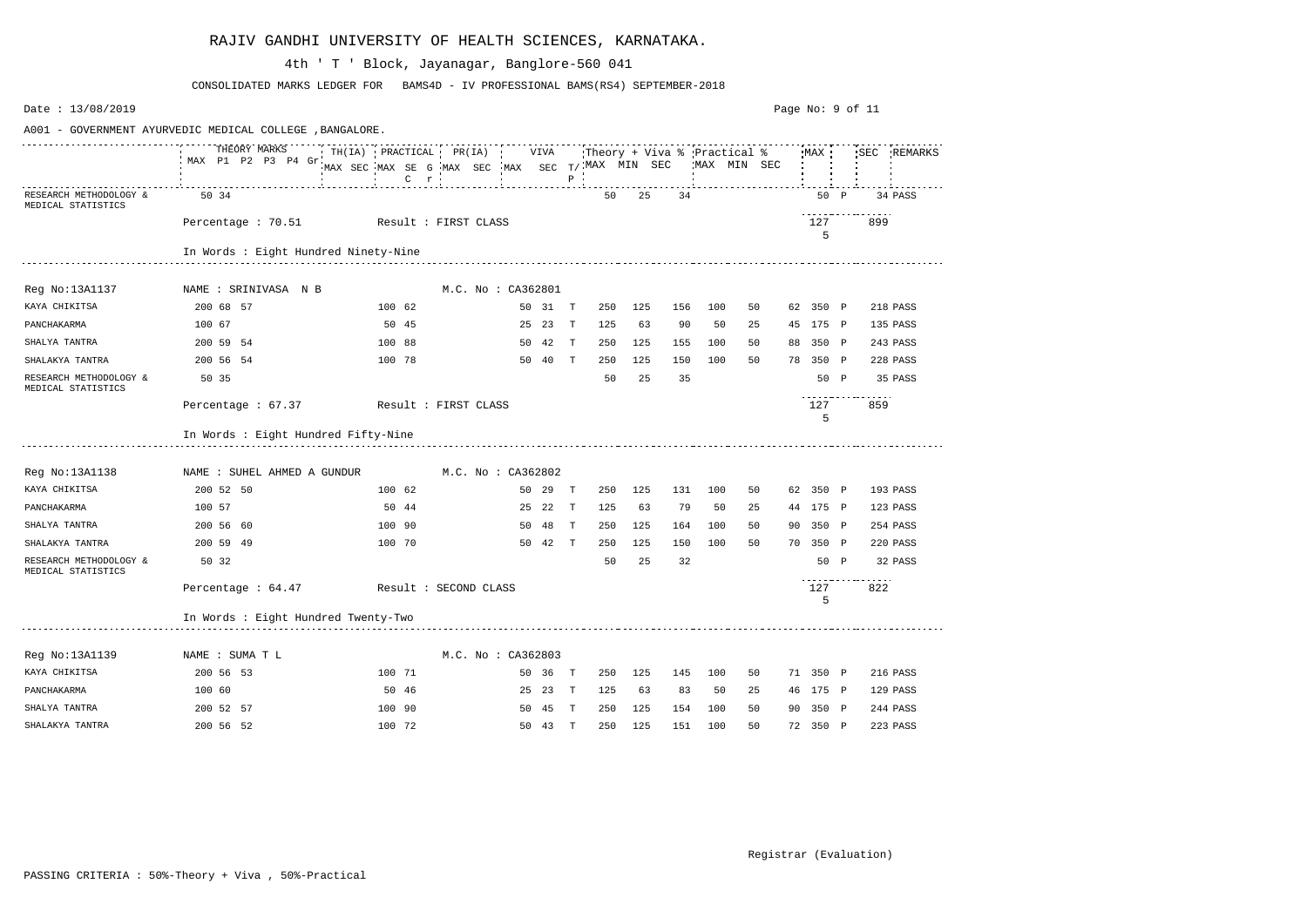# RAJIV GANDHI UNIVERSITY OF HEALTH SCIENCES, KARNATAKA.

4th ' T ' Block, Jayanagar, Banglore-560 041

CONSOLIDATED MARKS LEDGER FOR BAMS4D - IV PROFESSIONAL BAMS(RS4) SEPTEMBER-2018

Date : 13/08/2019

A001 - GOVERNMENT AYURVEDIC MEDICAL COLLEGE ,BANGALORE.

| | THEORY MARKS MAX | P1 | P2 | P3 | P4 | Gr | TH(IA) MAX | SEC | PRACTICAL MAX | SE | G C | r | PR(IA) MAX | SEC | VIVA MAX | SEC | T/P | Theory + Viva % MAX | MIN | SEC | Practical % MAX | MIN | SEC | MAX | | SEC | REMARKS |
|---|---|---|---|---|---|---|---|---|---|---|---|---|---|---|---|---|---|---|---|---|---|---|---|---|---|---|---|
| RESEARCH METHODOLOGY & MEDICAL STATISTICS | 50 | 34 | | | | | | | | | | | | | | | | 50 | 25 | 34 | | | | 50 | P | 34 | PASS |
| Percentage : 70.51 | Result : FIRST CLASS | | | | | | | | | | | | | | | | | | | | | | | 1275 | | 899 | |
| In Words : Eight Hundred Ninety-Nine | | | | | | | | | | | | | | | | | | | | | | | | | | | |
| **Reg No:13A1137** | **NAME : SRINIVASA N B** | | | | | | | | **M.C. No : CA362801** | | | | | | | | | | | | | | | | | | |
| KAYA CHIKITSA | 200 | 68 | 57 | | | | | | 100 | 62 | | | | | 50 | 31 | T | 250 | 125 | 156 | 100 | 50 | 62 | 350 | P | 218 | PASS |
| PANCHAKARMA | 100 | 67 | | | | | | | 50 | 45 | | | | | 25 | 23 | T | 125 | 63 | 90 | 50 | 25 | 45 | 175 | P | 135 | PASS |
| SHALYA TANTRA | 200 | 59 | 54 | | | | | | 100 | 88 | | | | | 50 | 42 | T | 250 | 125 | 155 | 100 | 50 | 88 | 350 | P | 243 | PASS |
| SHALAKYA TANTRA | 200 | 56 | 54 | | | | | | 100 | 78 | | | | | 50 | 40 | T | 250 | 125 | 150 | 100 | 50 | 78 | 350 | P | 228 | PASS |
| RESEARCH METHODOLOGY & MEDICAL STATISTICS | 50 | 35 | | | | | | | | | | | | | | | | 50 | 25 | 35 | | | | 50 | P | 35 | PASS |
| Percentage : 67.37 | Result : FIRST CLASS | | | | | | | | | | | | | | | | | | | | | | | 1275 | | 859 | |
| In Words : Eight Hundred Fifty-Nine | | | | | | | | | | | | | | | | | | | | | | | | | | | |
| **Reg No:13A1138** | **NAME : SUHEL AHMED A GUNDUR** | | | | | | | | **M.C. No : CA362802** | | | | | | | | | | | | | | | | | | |
| KAYA CHIKITSA | 200 | 52 | 50 | | | | | | 100 | 62 | | | | | 50 | 29 | T | 250 | 125 | 131 | 100 | 50 | 62 | 350 | P | 193 | PASS |
| PANCHAKARMA | 100 | 57 | | | | | | | 50 | 44 | | | | | 25 | 22 | T | 125 | 63 | 79 | 50 | 25 | 44 | 175 | P | 123 | PASS |
| SHALYA TANTRA | 200 | 56 | 60 | | | | | | 100 | 90 | | | | | 50 | 48 | T | 250 | 125 | 164 | 100 | 50 | 90 | 350 | P | 254 | PASS |
| SHALAKYA TANTRA | 200 | 59 | 49 | | | | | | 100 | 70 | | | | | 50 | 42 | T | 250 | 125 | 150 | 100 | 50 | 70 | 350 | P | 220 | PASS |
| RESEARCH METHODOLOGY & MEDICAL STATISTICS | 50 | 32 | | | | | | | | | | | | | | | | 50 | 25 | 32 | | | | 50 | P | 32 | PASS |
| Percentage : 64.47 | Result : SECOND CLASS | | | | | | | | | | | | | | | | | | | | | | | 1275 | | 822 | |
| In Words : Eight Hundred Twenty-Two | | | | | | | | | | | | | | | | | | | | | | | | | | | |
| **Reg No:13A1139** | **NAME : SUMA T L** | | | | | | | | **M.C. No : CA362803** | | | | | | | | | | | | | | | | | | |
| KAYA CHIKITSA | 200 | 56 | 53 | | | | | | 100 | 71 | | | | | 50 | 36 | T | 250 | 125 | 145 | 100 | 50 | 71 | 350 | P | 216 | PASS |
| PANCHAKARMA | 100 | 60 | | | | | | | 50 | 46 | | | | | 25 | 23 | T | 125 | 63 | 83 | 50 | 25 | 46 | 175 | P | 129 | PASS |
| SHALYA TANTRA | 200 | 52 | 57 | | | | | | 100 | 90 | | | | | 50 | 45 | T | 250 | 125 | 154 | 100 | 50 | 90 | 350 | P | 244 | PASS |
| SHALAKYA TANTRA | 200 | 56 | 52 | | | | | | 100 | 72 | | | | | 50 | 43 | T | 250 | 125 | 151 | 100 | 50 | 72 | 350 | P | 223 | PASS |

Registrar (Evaluation)

PASSING CRITERIA : 50%-Theory + Viva , 50%-Practical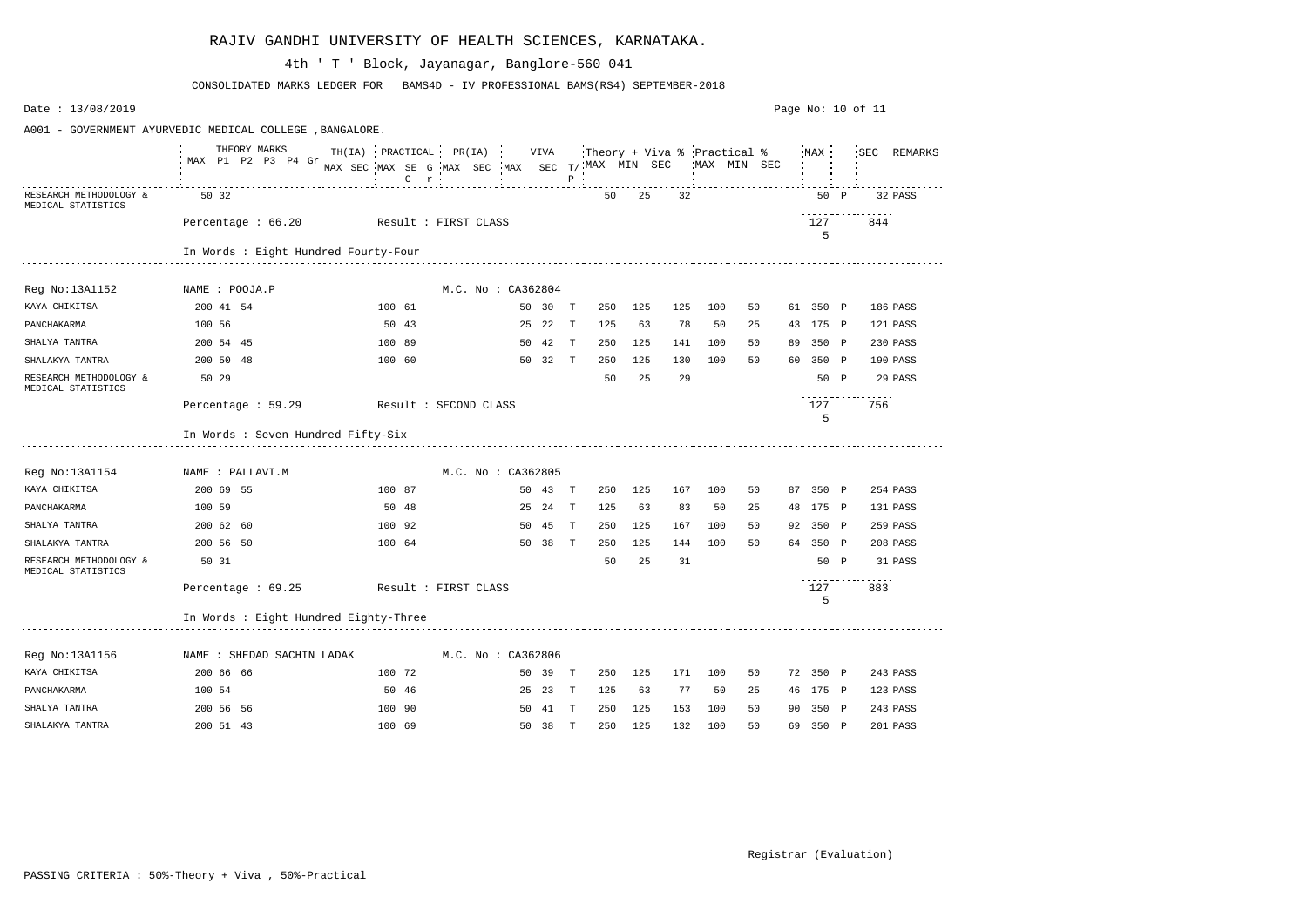# RAJIV GANDHI UNIVERSITY OF HEALTH SCIENCES, KARNATAKA.

4th ' T ' Block, Jayanagar, Banglore-560 041

CONSOLIDATED MARKS LEDGER FOR BAMS4D - IV PROFESSIONAL BAMS(RS4) SEPTEMBER-2018

Date : 13/08/2019

A001 - GOVERNMENT AYURVEDIC MEDICAL COLLEGE ,BANGALORE.

| Subject | THEORY MARKS MAX | P1 | P2 | P3 | P4 | Gr | TH(IA) MAX | TH(IA) SEC | PRACTICAL MAX | PRACTICAL SEC | G C | r | PR(IA) MAX | PR(IA) SEC | VIVA MAX | VIVA SEC | T/P | Theory + Viva % MAX | MIN | SEC | Practical % MAX | MIN | SEC | MAX | | SEC | REMARKS |
|---|---|---|---|---|---|---|---|---|---|---|---|---|---|---|---|---|---|---|---|---|---|---|---|---|---|---|---|
| RESEARCH METHODOLOGY & MEDICAL STATISTICS | 50 | 32 | | | | | | | | | | | | | | | | 50 | 25 | 32 | | | | 50 | P | 32 | PASS |

Percentage : 66.20 Result : FIRST CLASS — 1275 — 844

In Words : Eight Hundred Fourty-Four

Reg No:13A1152 NAME : POOJA.P M.C. No : CA362804

| Subject | THEORY MAX | P1 | P2 | TH(IA) MAX | TH(IA) SEC | VIVA MAX | VIVA SEC | T/P | Theory + Viva % MAX | MIN | SEC | Practical % MAX | MIN | SEC | MAX | | SEC | REMARKS |
|---|---|---|---|---|---|---|---|---|---|---|---|---|---|---|---|---|---|---|
| KAYA CHIKITSA | 200 | 41 | 54 | 100 | 61 | 50 | 30 | T | 250 | 125 | 125 | 100 | 50 | 61 | 350 | P | 186 | PASS |
| PANCHAKARMA | 100 | 56 | | 50 | 43 | 25 | 22 | T | 125 | 63 | 78 | 50 | 25 | 43 | 175 | P | 121 | PASS |
| SHALYA TANTRA | 200 | 54 | 45 | 100 | 89 | 50 | 42 | T | 250 | 125 | 141 | 100 | 50 | 89 | 350 | P | 230 | PASS |
| SHALAKYA TANTRA | 200 | 50 | 48 | 100 | 60 | 50 | 32 | T | 250 | 125 | 130 | 100 | 50 | 60 | 350 | P | 190 | PASS |
| RESEARCH METHODOLOGY & MEDICAL STATISTICS | 50 | 29 | | | | | | | 50 | 25 | 29 | | | | 50 | P | 29 | PASS |

Percentage : 59.29 Result : SECOND CLASS — 1275 — 756

In Words : Seven Hundred Fifty-Six

Reg No:13A1154 NAME : PALLAVI.M M.C. No : CA362805

| Subject | THEORY MAX | P1 | P2 | TH(IA) MAX | TH(IA) SEC | VIVA MAX | VIVA SEC | T/P | Theory + Viva % MAX | MIN | SEC | Practical % MAX | MIN | SEC | MAX | | SEC | REMARKS |
|---|---|---|---|---|---|---|---|---|---|---|---|---|---|---|---|---|---|---|
| KAYA CHIKITSA | 200 | 69 | 55 | 100 | 87 | 50 | 43 | T | 250 | 125 | 167 | 100 | 50 | 87 | 350 | P | 254 | PASS |
| PANCHAKARMA | 100 | 59 | | 50 | 48 | 25 | 24 | T | 125 | 63 | 83 | 50 | 25 | 48 | 175 | P | 131 | PASS |
| SHALYA TANTRA | 200 | 62 | 60 | 100 | 92 | 50 | 45 | T | 250 | 125 | 167 | 100 | 50 | 92 | 350 | P | 259 | PASS |
| SHALAKYA TANTRA | 200 | 56 | 50 | 100 | 64 | 50 | 38 | T | 250 | 125 | 144 | 100 | 50 | 64 | 350 | P | 208 | PASS |
| RESEARCH METHODOLOGY & MEDICAL STATISTICS | 50 | 31 | | | | | | | 50 | 25 | 31 | | | | 50 | P | 31 | PASS |

Percentage : 69.25 Result : FIRST CLASS — 1275 — 883

In Words : Eight Hundred Eighty-Three

Reg No:13A1156 NAME : SHEDAD SACHIN LADAK M.C. No : CA362806

| Subject | THEORY MAX | P1 | P2 | TH(IA) MAX | TH(IA) SEC | VIVA MAX | VIVA SEC | T/P | Theory + Viva % MAX | MIN | SEC | Practical % MAX | MIN | SEC | MAX | | SEC | REMARKS |
|---|---|---|---|---|---|---|---|---|---|---|---|---|---|---|---|---|---|---|
| KAYA CHIKITSA | 200 | 66 | 66 | 100 | 72 | 50 | 39 | T | 250 | 125 | 171 | 100 | 50 | 72 | 350 | P | 243 | PASS |
| PANCHAKARMA | 100 | 54 | | 50 | 46 | 25 | 23 | T | 125 | 63 | 77 | 50 | 25 | 46 | 175 | P | 123 | PASS |
| SHALYA TANTRA | 200 | 56 | 56 | 100 | 90 | 50 | 41 | T | 250 | 125 | 153 | 100 | 50 | 90 | 350 | P | 243 | PASS |
| SHALAKYA TANTRA | 200 | 51 | 43 | 100 | 69 | 50 | 38 | T | 250 | 125 | 132 | 100 | 50 | 69 | 350 | P | 201 | PASS |

Registrar (Evaluation)

PASSING CRITERIA : 50%-Theory + Viva , 50%-Practical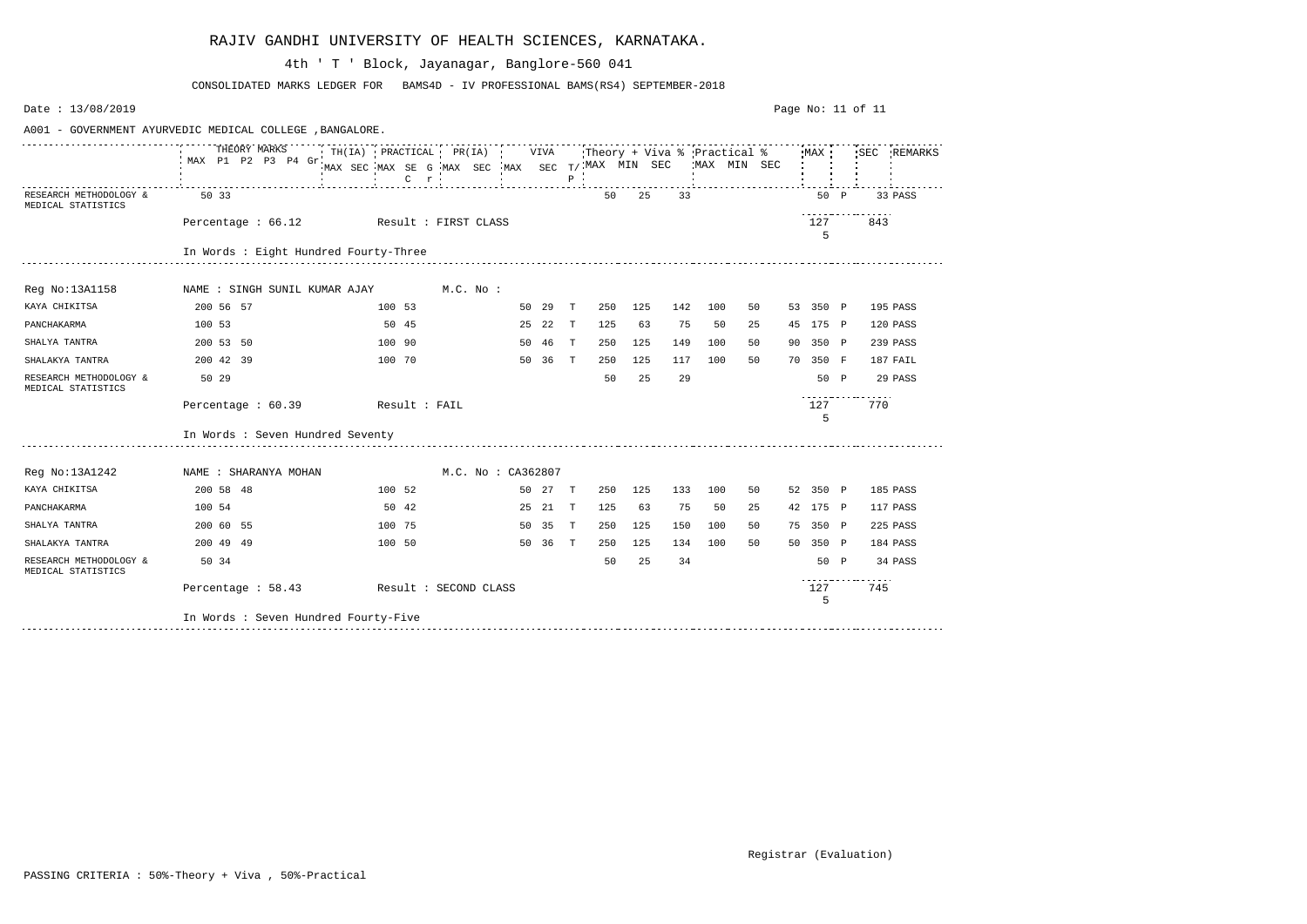# RAJIV GANDHI UNIVERSITY OF HEALTH SCIENCES, KARNATAKA.

4th ' T ' Block, Jayanagar, Banglore-560 041

CONSOLIDATED MARKS LEDGER FOR BAMS4D - IV PROFESSIONAL BAMS(RS4) SEPTEMBER-2018

Date : 13/08/2019

A001 - GOVERNMENT AYURVEDIC MEDICAL COLLEGE ,BANGALORE.

| | THEORY MARKS MAX P1 P2 P3 P4 Gr | TH(IA) MAX SEC | PRACTICAL MAX SEC G r | PR(IA) MAX SEC | VIVA MAX SEC T/P | Theory + Viva % MAX MIN SEC | | | Practical % MAX MIN SEC | | | MAX | | SEC | REMARKS |
|---|---|---|---|---|---|---|---|---|---|---|---|---|---|---|---|
| RESEARCH METHODOLOGY & MEDICAL STATISTICS | 50 33 | | | | | 50 | 25 | 33 | | | | 50 | P | 33 | PASS |
| Percentage : 66.12 | Result : FIRST CLASS | | | | | | | | | | | 1275 | | 843 | |
| In Words : Eight Hundred Fourty-Three | | | | | | | | | | | | | | | |
| Reg No:13A1158 | NAME : SINGH SUNIL KUMAR AJAY | | | M.C. No : | | | | | | | | | | | |
| KAYA CHIKITSA | 200 56 57 | | 100 53 | | 50 29 T | 250 | 125 | 142 | 100 | 50 | 53 | 350 | P | 195 | PASS |
| PANCHAKARMA | 100 53 | | 50 45 | | 25 22 T | 125 | 63 | 75 | 50 | 25 | 45 | 175 | P | 120 | PASS |
| SHALYA TANTRA | 200 53 50 | | 100 90 | | 50 46 T | 250 | 125 | 149 | 100 | 50 | 90 | 350 | P | 239 | PASS |
| SHALAKYA TANTRA | 200 42 39 | | 100 70 | | 50 36 T | 250 | 125 | 117 | 100 | 50 | 70 | 350 | F | 187 | FAIL |
| RESEARCH METHODOLOGY & MEDICAL STATISTICS | 50 29 | | | | | 50 | 25 | 29 | | | | 50 | P | 29 | PASS |
| Percentage : 60.39 | Result : FAIL | | | | | | | | | | | 1275 | | 770 | |
| In Words : Seven Hundred Seventy | | | | | | | | | | | | | | | |
| Reg No:13A1242 | NAME : SHARANYA MOHAN | | | M.C. No : CA362807 | | | | | | | | | | | |
| KAYA CHIKITSA | 200 58 48 | | 100 52 | | 50 27 T | 250 | 125 | 133 | 100 | 50 | 52 | 350 | P | 185 | PASS |
| PANCHAKARMA | 100 54 | | 50 42 | | 25 21 T | 125 | 63 | 75 | 50 | 25 | 42 | 175 | P | 117 | PASS |
| SHALYA TANTRA | 200 60 55 | | 100 75 | | 50 35 T | 250 | 125 | 150 | 100 | 50 | 75 | 350 | P | 225 | PASS |
| SHALAKYA TANTRA | 200 49 49 | | 100 50 | | 50 36 T | 250 | 125 | 134 | 100 | 50 | 50 | 350 | P | 184 | PASS |
| RESEARCH METHODOLOGY & MEDICAL STATISTICS | 50 34 | | | | | 50 | 25 | 34 | | | | 50 | P | 34 | PASS |
| Percentage : 58.43 | Result : SECOND CLASS | | | | | | | | | | | 1275 | | 745 | |
| In Words : Seven Hundred Fourty-Five | | | | | | | | | | | | | | | |

Registrar (Evaluation)

PASSING CRITERIA : 50%-Theory + Viva , 50%-Practical